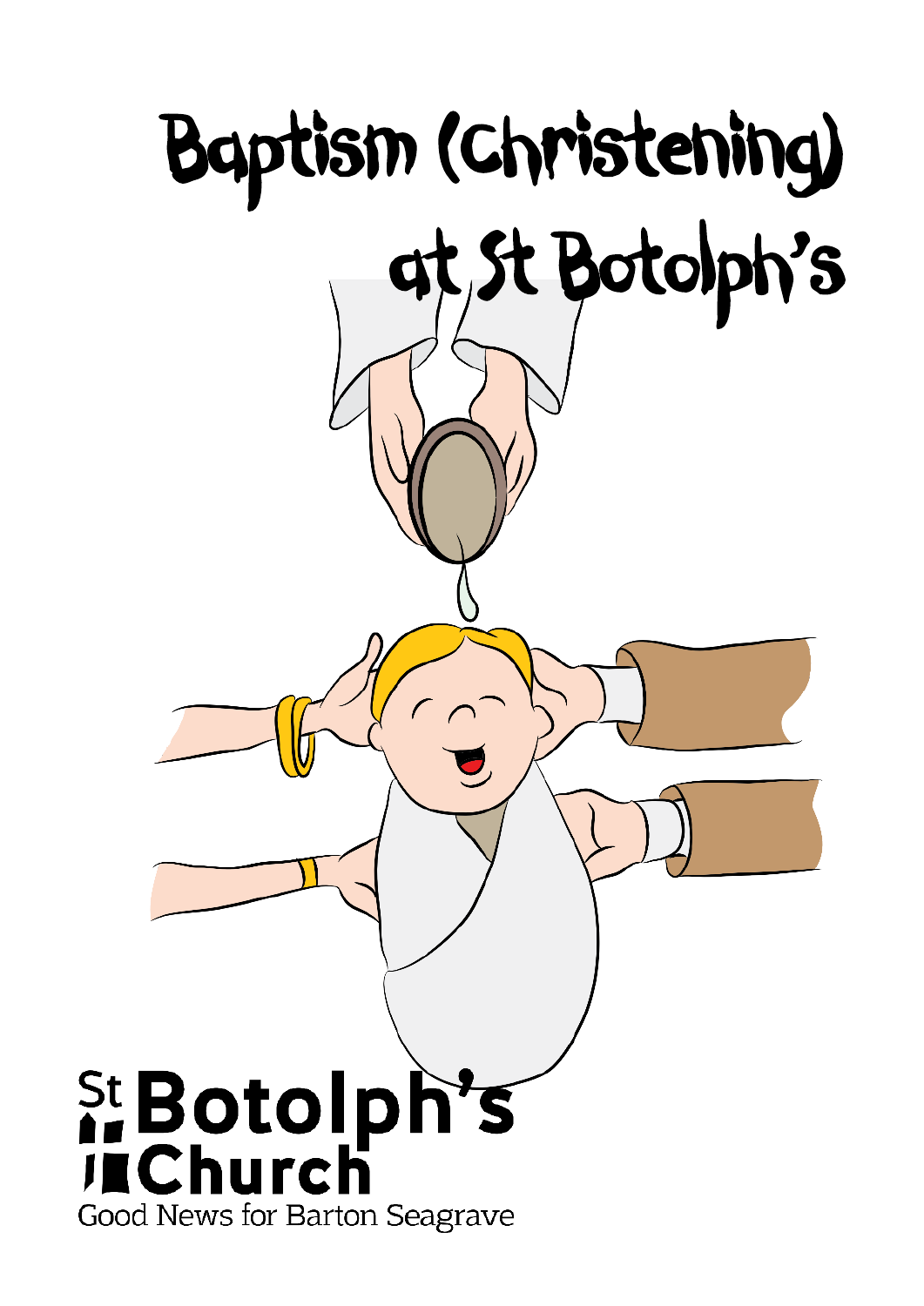# Baptism (Christening) at St Botolph's

St Botolph's Church

Good News for Barton Seagrave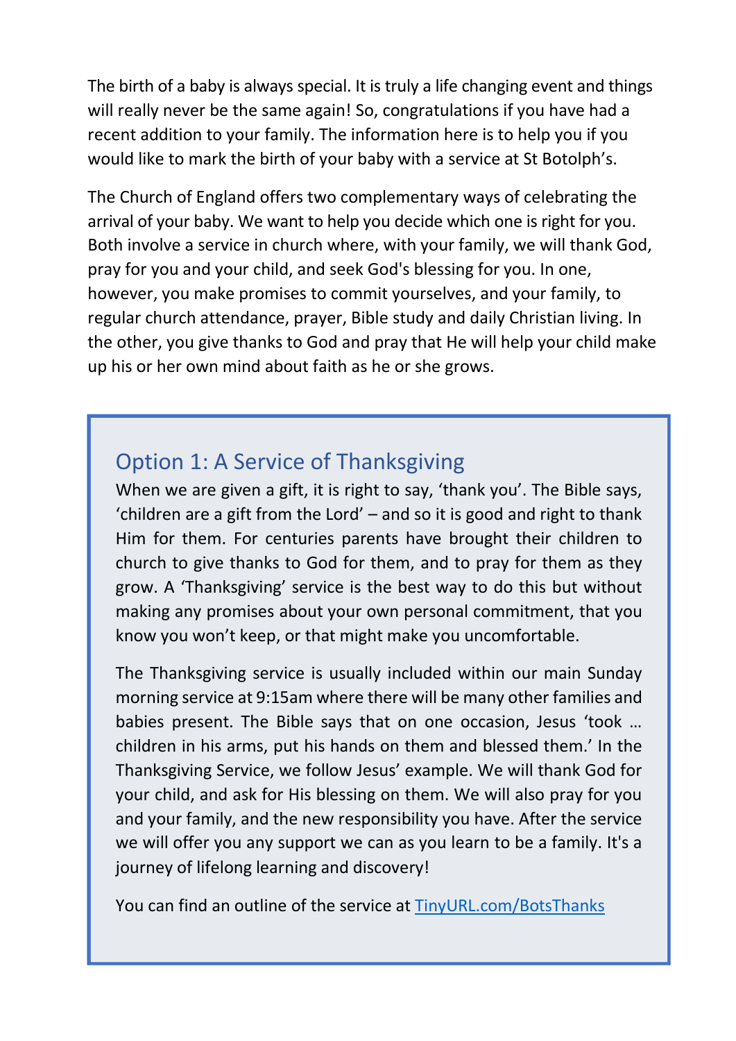The birth of a baby is always special. It is truly a life changing event and things will really never be the same again! So, congratulations if you have had a recent addition to your family. The information here is to help you if you would like to mark the birth of your baby with a service at St Botolph's.

The Church of England offers two complementary ways of celebrating the arrival of your baby. We want to help you decide which one is right for you. Both involve a service in church where, with your family, we will thank God, pray for you and your child, and seek God's blessing for you. In one, however, you make promises to commit yourselves, and your family, to regular church attendance, prayer, Bible study and daily Christian living. In the other, you give thanks to God and pray that He will help your child make up his or her own mind about faith as he or she grows.

## Option 1: A Service of Thanksgiving

When we are given a gift, it is right to say, 'thank you'. The Bible says, 'children are a gift from the Lord' – and so it is good and right to thank Him for them. For centuries parents have brought their children to church to give thanks to God for them, and to pray for them as they grow. A 'Thanksgiving' service is the best way to do this but without making any promises about your own personal commitment, that you know you won't keep, or that might make you uncomfortable.

The Thanksgiving service is usually included within our main Sunday morning service at 9:15am where there will be many other families and babies present. The Bible says that on one occasion, Jesus 'took … children in his arms, put his hands on them and blessed them.' In the Thanksgiving Service, we follow Jesus' example. We will thank God for your child, and ask for His blessing on them. We will also pray for you and your family, and the new responsibility you have. After the service we will offer you any support we can as you learn to be a family. It's a journey of lifelong learning and discovery!

You can find an outline of the service at [TinyURL.com/BotsThanks](https://TinyURL.com/BotsThanks)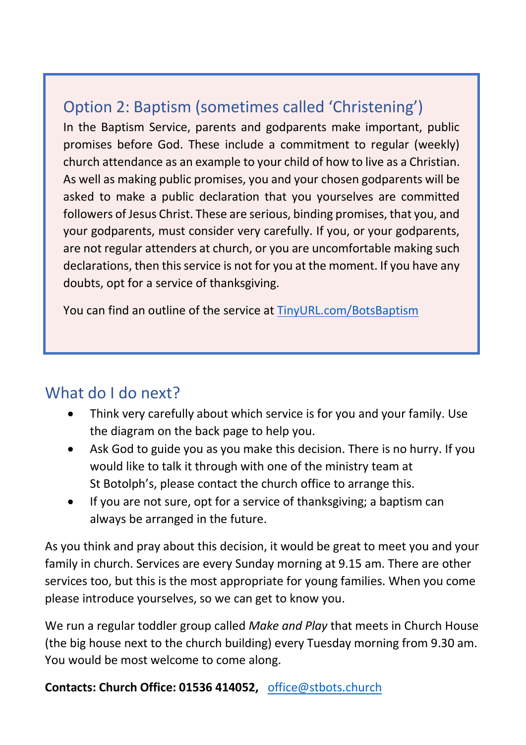## Option 2: Baptism (sometimes called 'Christening')

In the Baptism Service, parents and godparents make important, public promises before God. These include a commitment to regular (weekly) church attendance as an example to your child of how to live as a Christian. As well as making public promises, you and your chosen godparents will be asked to make a public declaration that you yourselves are committed followers of Jesus Christ. These are serious, binding promises, that you, and your godparents, must consider very carefully. If you, or your godparents, are not regular attenders at church, or you are uncomfortable making such declarations, then this service is not for you at the moment. If you have any doubts, opt for a service of thanksgiving.

You can find an outline of the service at [TinyURL.com/BotsBaptism](https://TinyURL.com/BotsBaptism)

## What do I do next?

- Think very carefully about which service is for you and your family. Use the diagram on the back page to help you.
- Ask God to guide you as you make this decision. There is no hurry. If you would like to talk it through with one of the ministry team at St Botolph's, please contact the church office to arrange this.
- If you are not sure, opt for a service of thanksgiving; a baptism can always be arranged in the future.

As you think and pray about this decision, it would be great to meet you and your family in church. Services are every Sunday morning at 9.15 am. There are other services too, but this is the most appropriate for young families. When you come please introduce yourselves, so we can get to know you.

We run a regular toddler group called *Make and Play* that meets in Church House (the big house next to the church building) every Tuesday morning from 9.30 am. You would be most welcome to come along.

**Contacts: Church Office: 01536 414052,** [office@stbots.church](mailto:office@stbots.church)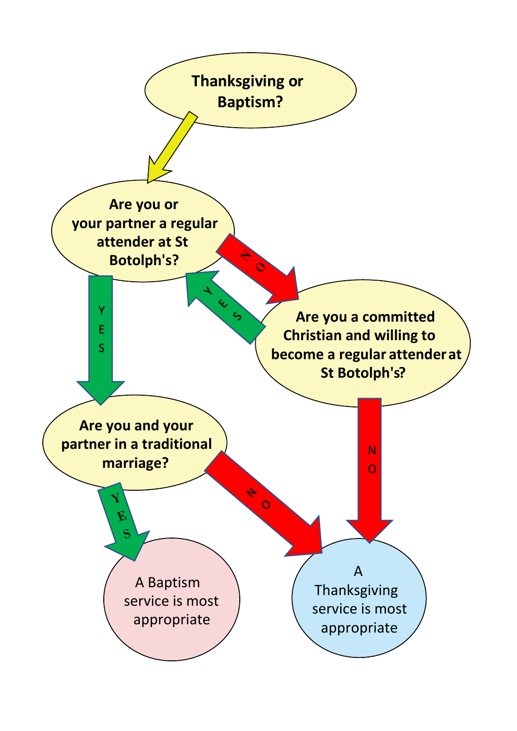**Thanksgiving or Baptism?**

**Are you or your partner a regular attender at St Botolph's?**

YES

NO

**Are you a committed Christian and willing to become a regular attender at St Botolph's?**

YES

NO

**Are you and your partner in a traditional marriage?**

YES

NO

A Baptism service is most appropriate

A Thanksgiving service is most appropriate